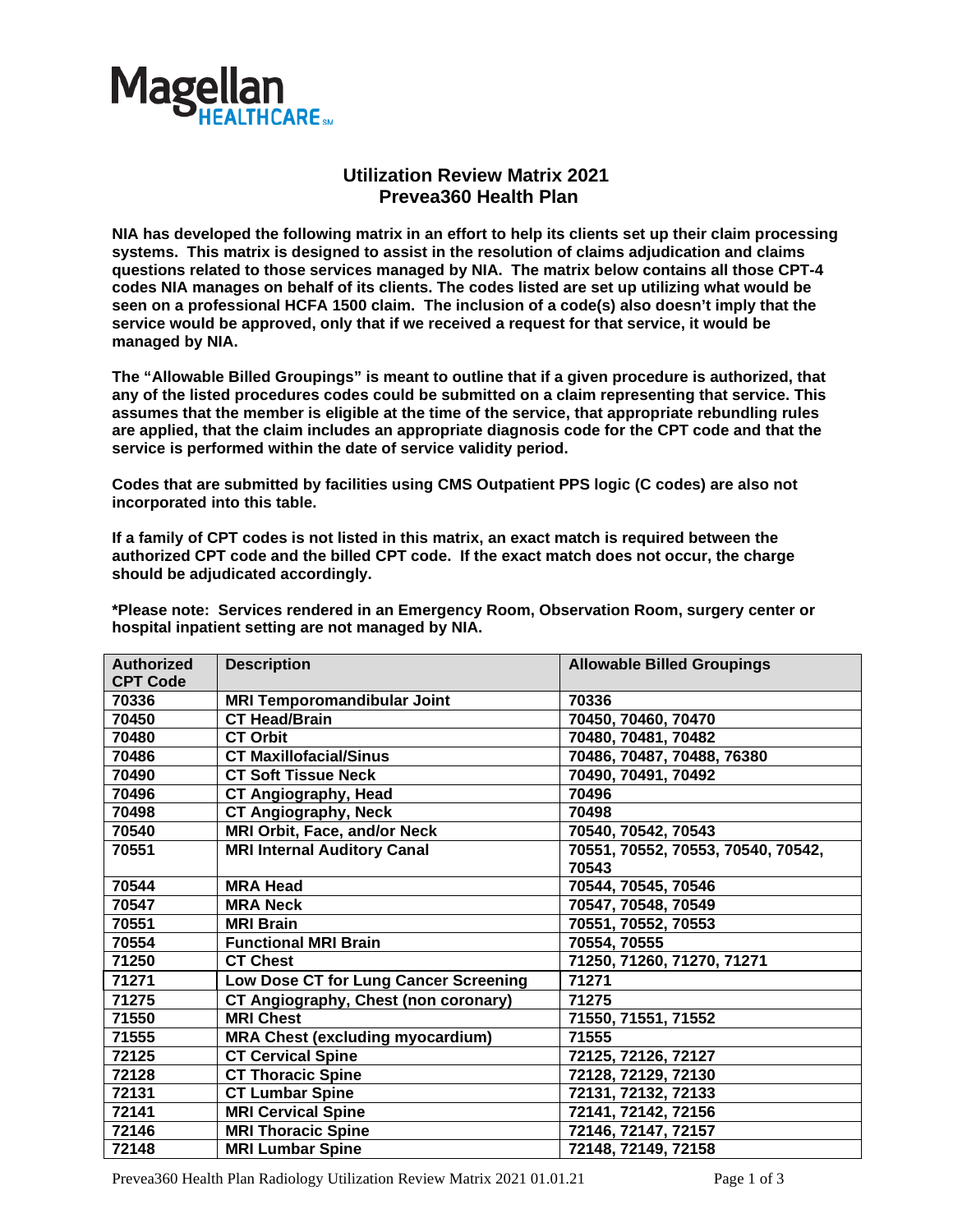Magellan HEALTHCARE℠

# Utilization Review Matrix 2021
## Prevea360 Health Plan

**NIA has developed the following matrix in an effort to help its clients set up their claim processing systems. This matrix is designed to assist in the resolution of claims adjudication and claims questions related to those services managed by NIA. The matrix below contains all those CPT-4 codes NIA manages on behalf of its clients. The codes listed are set up utilizing what would be seen on a professional HCFA 1500 claim. The inclusion of a code(s) also doesn't imply that the service would be approved, only that if we received a request for that service, it would be managed by NIA.**

**The "Allowable Billed Groupings" is meant to outline that if a given procedure is authorized, that any of the listed procedures codes could be submitted on a claim representing that service. This assumes that the member is eligible at the time of the service, that appropriate rebundling rules are applied, that the claim includes an appropriate diagnosis code for the CPT code and that the service is performed within the date of service validity period.**

**Codes that are submitted by facilities using CMS Outpatient PPS logic (C codes) are also not incorporated into this table.**

**If a family of CPT codes is not listed in this matrix, an exact match is required between the authorized CPT code and the billed CPT code. If the exact match does not occur, the charge should be adjudicated accordingly.**

**\*Please note: Services rendered in an Emergency Room, Observation Room, surgery center or hospital inpatient setting are not managed by NIA.**

| Authorized CPT Code | Description | Allowable Billed Groupings |
|---|---|---|
| 70336 | MRI Temporomandibular Joint | 70336 |
| 70450 | CT Head/Brain | 70450, 70460, 70470 |
| 70480 | CT Orbit | 70480, 70481, 70482 |
| 70486 | CT Maxillofacial/Sinus | 70486, 70487, 70488, 76380 |
| 70490 | CT Soft Tissue Neck | 70490, 70491, 70492 |
| 70496 | CT Angiography, Head | 70496 |
| 70498 | CT Angiography, Neck | 70498 |
| 70540 | MRI Orbit, Face, and/or Neck | 70540, 70542, 70543 |
| 70551 | MRI Internal Auditory Canal | 70551, 70552, 70553, 70540, 70542, 70543 |
| 70544 | MRA Head | 70544, 70545, 70546 |
| 70547 | MRA Neck | 70547, 70548, 70549 |
| 70551 | MRI Brain | 70551, 70552, 70553 |
| 70554 | Functional MRI Brain | 70554, 70555 |
| 71250 | CT Chest | 71250, 71260, 71270, 71271 |
| 71271 | Low Dose CT for Lung Cancer Screening | 71271 |
| 71275 | CT Angiography, Chest (non coronary) | 71275 |
| 71550 | MRI Chest | 71550, 71551, 71552 |
| 71555 | MRA Chest (excluding myocardium) | 71555 |
| 72125 | CT Cervical Spine | 72125, 72126, 72127 |
| 72128 | CT Thoracic Spine | 72128, 72129, 72130 |
| 72131 | CT Lumbar Spine | 72131, 72132, 72133 |
| 72141 | MRI Cervical Spine | 72141, 72142, 72156 |
| 72146 | MRI Thoracic Spine | 72146, 72147, 72157 |
| 72148 | MRI Lumbar Spine | 72148, 72149, 72158 |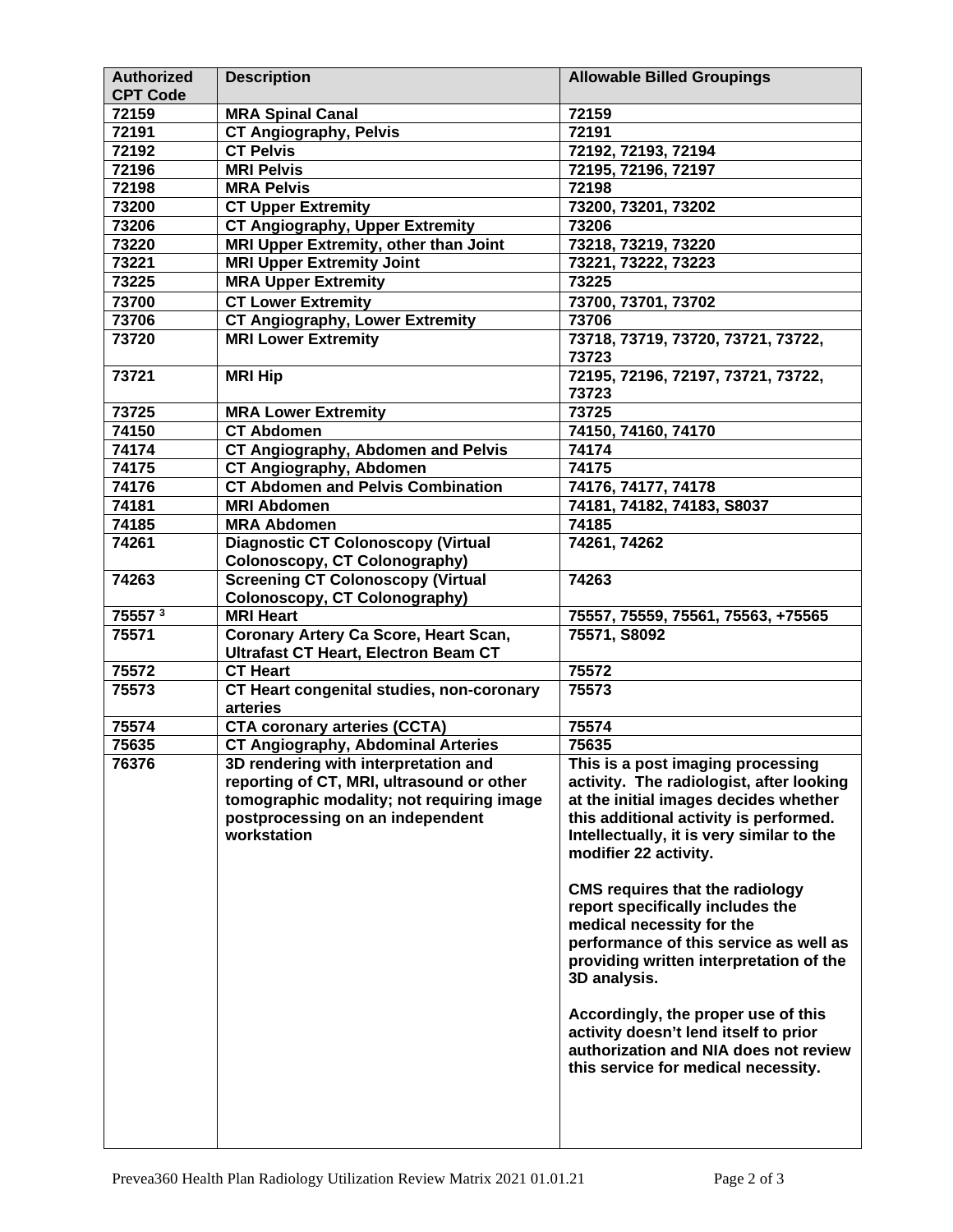| Authorized CPT Code | Description | Allowable Billed Groupings |
|---|---|---|
| 72159 | MRA Spinal Canal | 72159 |
| 72191 | CT Angiography, Pelvis | 72191 |
| 72192 | CT Pelvis | 72192, 72193, 72194 |
| 72196 | MRI Pelvis | 72195, 72196, 72197 |
| 72198 | MRA Pelvis | 72198 |
| 73200 | CT Upper Extremity | 73200, 73201, 73202 |
| 73206 | CT Angiography, Upper Extremity | 73206 |
| 73220 | MRI Upper Extremity, other than Joint | 73218, 73219, 73220 |
| 73221 | MRI Upper Extremity Joint | 73221, 73222, 73223 |
| 73225 | MRA Upper Extremity | 73225 |
| 73700 | CT Lower Extremity | 73700, 73701, 73702 |
| 73706 | CT Angiography, Lower Extremity | 73706 |
| 73720 | MRI Lower Extremity | 73718, 73719, 73720, 73721, 73722, 73723 |
| 73721 | MRI Hip | 72195, 72196, 72197, 73721, 73722, 73723 |
| 73725 | MRA Lower Extremity | 73725 |
| 74150 | CT Abdomen | 74150, 74160, 74170 |
| 74174 | CT Angiography, Abdomen and Pelvis | 74174 |
| 74175 | CT Angiography, Abdomen | 74175 |
| 74176 | CT Abdomen and Pelvis Combination | 74176, 74177, 74178 |
| 74181 | MRI Abdomen | 74181, 74182, 74183, S8037 |
| 74185 | MRA Abdomen | 74185 |
| 74261 | Diagnostic CT Colonoscopy (Virtual Colonoscopy, CT Colonography) | 74261, 74262 |
| 74263 | Screening CT Colonoscopy (Virtual Colonoscopy, CT Colonography) | 74263 |
| 75557 [3] | MRI Heart | 75557, 75559, 75561, 75563, +75565 |
| 75571 | Coronary Artery Ca Score, Heart Scan, Ultrafast CT Heart, Electron Beam CT | 75571, S8092 |
| 75572 | CT Heart | 75572 |
| 75573 | CT Heart congenital studies, non-coronary arteries | 75573 |
| 75574 | CTA coronary arteries (CCTA) | 75574 |
| 75635 | CT Angiography, Abdominal Arteries | 75635 |
| 76376 | 3D rendering with interpretation and reporting of CT, MRI, ultrasound or other tomographic modality; not requiring image postprocessing on an independent workstation | This is a post imaging processing activity. The radiologist, after looking at the initial images decides whether this additional activity is performed. Intellectually, it is very similar to the modifier 22 activity.<br><br>CMS requires that the radiology report specifically includes the medical necessity for the performance of this service as well as providing written interpretation of the 3D analysis.<br><br>Accordingly, the proper use of this activity doesn't lend itself to prior authorization and NIA does not review this service for medical necessity. |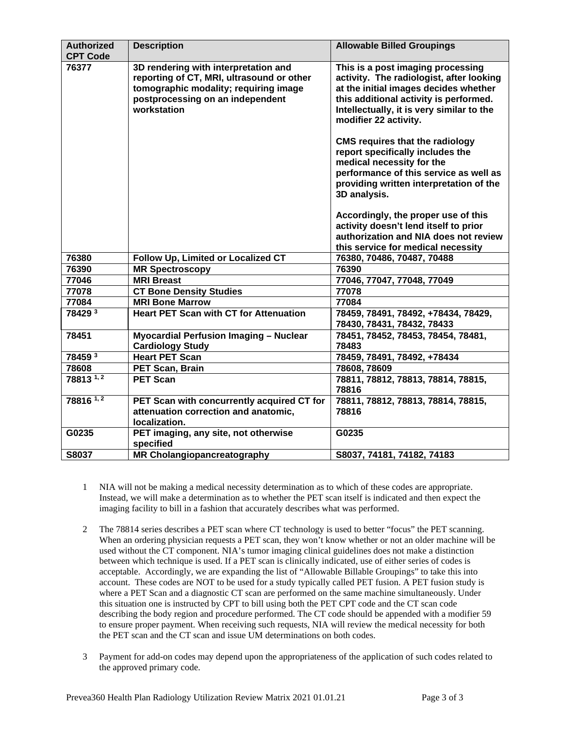| Authorized CPT Code | Description | Allowable Billed Groupings |
|---|---|---|
| 76377 | 3D rendering with interpretation and reporting of CT, MRI, ultrasound or other tomographic modality; requiring image postprocessing on an independent workstation | This is a post imaging processing activity. The radiologist, after looking at the initial images decides whether this additional activity is performed. Intellectually, it is very similar to the modifier 22 activity.<br><br>CMS requires that the radiology report specifically includes the medical necessity for the performance of this service as well as providing written interpretation of the 3D analysis.<br><br>Accordingly, the proper use of this activity doesn't lend itself to prior authorization and NIA does not review this service for medical necessity |
| 76380 | Follow Up, Limited or Localized CT | 76380, 70486, 70487, 70488 |
| 76390 | MR Spectroscopy | 76390 |
| 77046 | MRI Breast | 77046, 77047, 77048, 77049 |
| 77078 | CT Bone Density Studies | 77078 |
| 77084 | MRI Bone Marrow | 77084 |
| 78429 [3] | Heart PET Scan with CT for Attenuation | 78459, 78491, 78492, +78434, 78429, 78430, 78431, 78432, 78433 |
| 78451 | Myocardial Perfusion Imaging – Nuclear Cardiology Study | 78451, 78452, 78453, 78454, 78481, 78483 |
| 78459 [3] | Heart PET Scan | 78459, 78491, 78492, +78434 |
| 78608 | PET Scan, Brain | 78608, 78609 |
| 78813 [1, 2] | PET Scan | 78811, 78812, 78813, 78814, 78815, 78816 |
| 78816 [1, 2] | PET Scan with concurrently acquired CT for attenuation correction and anatomic, localization. | 78811, 78812, 78813, 78814, 78815, 78816 |
| G0235 | PET imaging, any site, not otherwise specified | G0235 |
| S8037 | MR Cholangiopancreatography | S8037, 74181, 74182, 74183 |

1. NIA will not be making a medical necessity determination as to which of these codes are appropriate. Instead, we will make a determination as to whether the PET scan itself is indicated and then expect the imaging facility to bill in a fashion that accurately describes what was performed.

2. The 78814 series describes a PET scan where CT technology is used to better "focus" the PET scanning. When an ordering physician requests a PET scan, they won't know whether or not an older machine will be used without the CT component. NIA's tumor imaging clinical guidelines does not make a distinction between which technique is used. If a PET scan is clinically indicated, use of either series of codes is acceptable. Accordingly, we are expanding the list of "Allowable Billable Groupings" to take this into account. These codes are NOT to be used for a study typically called PET fusion. A PET fusion study is where a PET Scan and a diagnostic CT scan are performed on the same machine simultaneously. Under this situation one is instructed by CPT to bill using both the PET CPT code and the CT scan code describing the body region and procedure performed. The CT code should be appended with a modifier 59 to ensure proper payment. When receiving such requests, NIA will review the medical necessity for both the PET scan and the CT scan and issue UM determinations on both codes.

3. Payment for add-on codes may depend upon the appropriateness of the application of such codes related to the approved primary code.